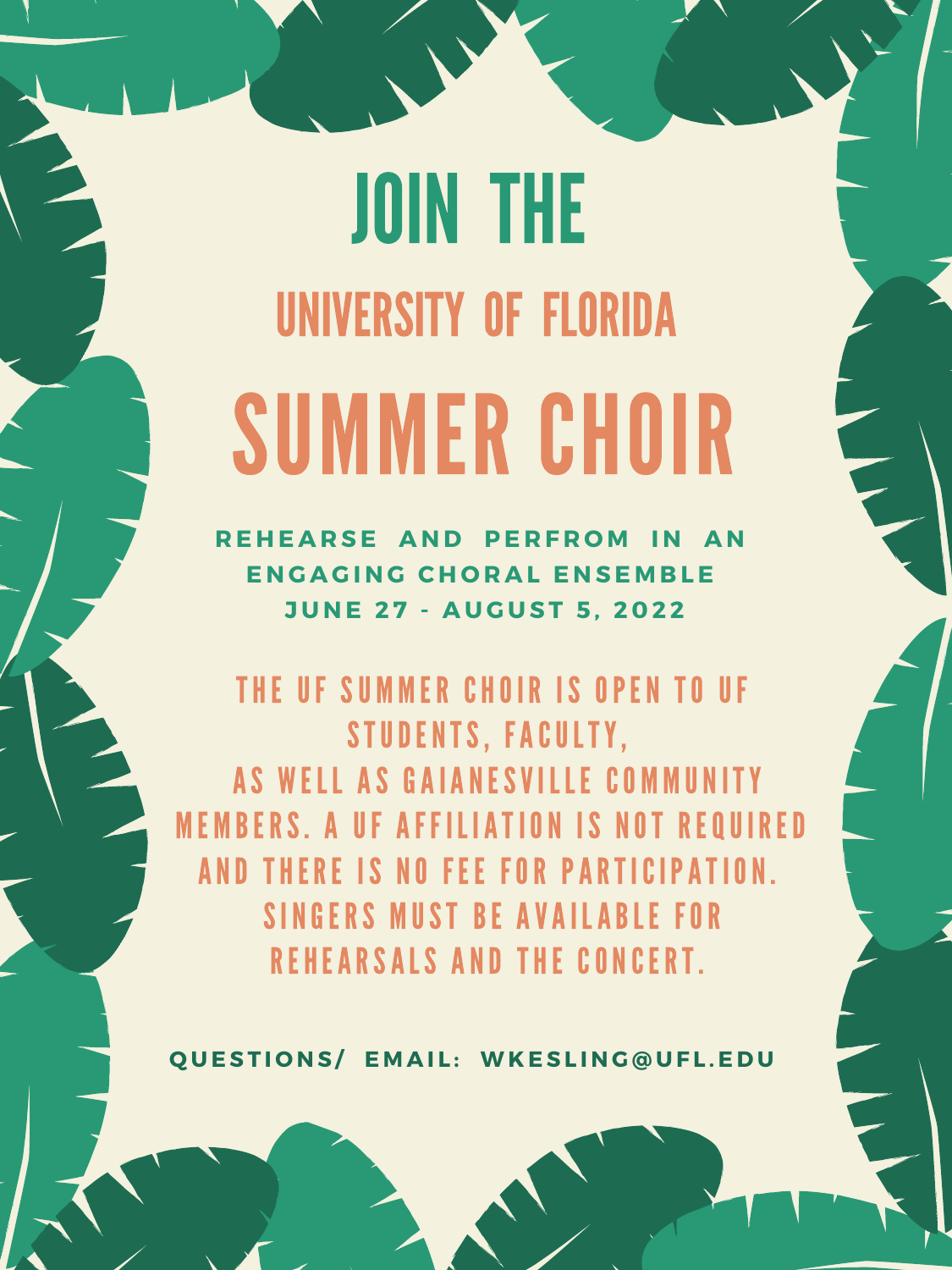# JOIN THE

## UNIVERSITY OF FLORIDA

# SUMMER CHOIR

**REHEARSE AND PERFROM IN AN ENGAGING CHORAL ENSEMBLE**
**JUNE 27 - AUGUST 5, 2022**

THE UF SUMMER CHOIR IS OPEN TO UF STUDENTS, FACULTY, AS WELL AS GAIANESVILLE COMMUNITY MEMBERS. A UF AFFILIATION IS NOT REQUIRED AND THERE IS NO FEE FOR PARTICIPATION. SINGERS MUST BE AVAILABLE FOR REHEARSALS AND THE CONCERT.

**QUESTIONS/ EMAIL: WKESLING@UFL.EDU**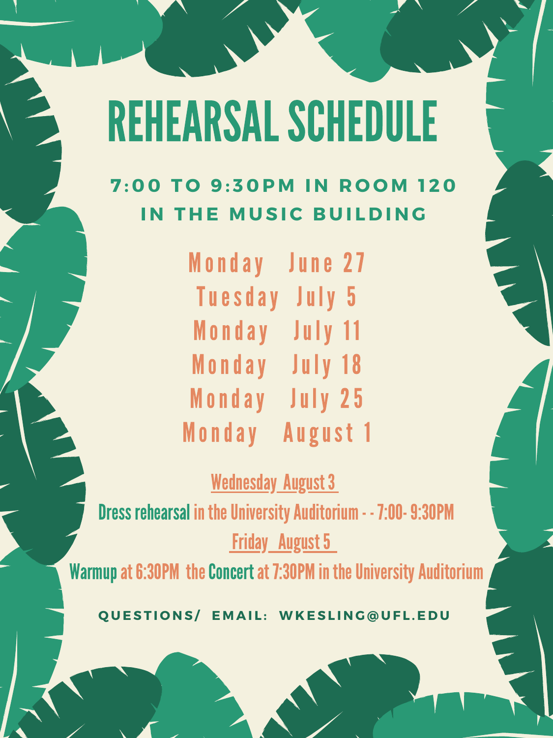# REHEARSAL SCHEDULE

**7:00 TO 9:30PM IN ROOM 120 IN THE MUSIC BUILDING**

Monday June 27
Tuesday July 5
Monday July 11
Monday July 18
Monday July 25
Monday August 1

Wednesday August 3

Dress rehearsal in the University Auditorium - - 7:00- 9:30PM

Friday August 5

Warmup at 6:30PM the Concert at 7:30PM in the University Auditorium

**QUESTIONS/ EMAIL: WKESLING@UFL.EDU**